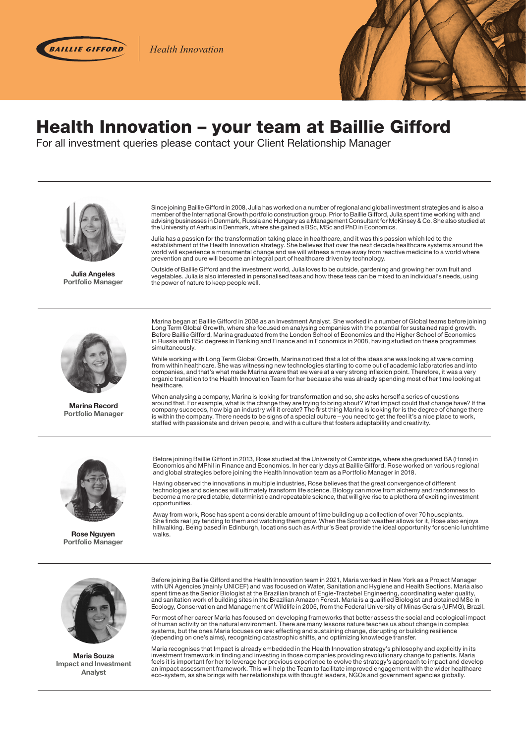BAILLIE GIFFORD | *Health Innovation*

# Health Innovation – your team at Baillie Gifford

For all investment queries please contact your Client Relationship Manager

---

**Julia Angeles**
**Portfolio Manager**

Since joining Baillie Gifford in 2008, Julia has worked on a number of regional and global investment strategies and is also a member of the International Growth portfolio construction group. Prior to Baillie Gifford, Julia spent time working with and advising businesses in Denmark, Russia and Hungary as a Management Consultant for McKinsey & Co. She also studied at the University of Aarhus in Denmark, where she gained a BSc, MSc and PhD in Economics.

Julia has a passion for the transformation taking place in healthcare, and it was this passion which led to the establishment of the Health Innovation strategy. She believes that over the next decade healthcare systems around the world will experience a monumental change and we will witness a move away from reactive medicine to a world where prevention and cure will become an integral part of healthcare driven by technology.

Outside of Baillie Gifford and the investment world, Julia loves to be outside, gardening and growing her own fruit and vegetables. Julia is also interested in personalised teas and how these teas can be mixed to an individual's needs, using the power of nature to keep people well.

---

**Marina Record**
**Portfolio Manager**

Marina began at Baillie Gifford in 2008 as an Investment Analyst. She worked in a number of Global teams before joining Long Term Global Growth, where she focused on analysing companies with the potential for sustained rapid growth. Before Baillie Gifford, Marina graduated from the London School of Economics and the Higher School of Economics in Russia with BSc degrees in Banking and Finance and in Economics in 2008, having studied on these programmes simultaneously.

While working with Long Term Global Growth, Marina noticed that a lot of the ideas she was looking at were coming from within healthcare. She was witnessing new technologies starting to come out of academic laboratories and into companies, and that's what made Marina aware that we were at a very strong inflexion point. Therefore, it was a very organic transition to the Health Innovation Team for her because she was already spending most of her time looking at healthcare.

When analysing a company, Marina is looking for transformation and so, she asks herself a series of questions around that. For example, what is the change they are trying to bring about? What impact could that change have? If the company succeeds, how big an industry will it create? The first thing Marina is looking for is the degree of change there is within the company. There needs to be signs of a special culture – you need to get the feel it's a nice place to work, staffed with passionate and driven people, and with a culture that fosters adaptability and creativity.

---

**Rose Nguyen**
**Portfolio Manager**

Before joining Baillie Gifford in 2013, Rose studied at the University of Cambridge, where she graduated BA (Hons) in Economics and MPhil in Finance and Economics. In her early days at Baillie Gifford, Rose worked on various regional and global strategies before joining the Health Innovation team as a Portfolio Manager in 2018.

Having observed the innovations in multiple industries, Rose believes that the great convergence of different technologies and sciences will ultimately transform life science. Biology can move from alchemy and randomness to become a more predictable, deterministic and repeatable science, that will give rise to a plethora of exciting investment opportunities.

Away from work, Rose has spent a considerable amount of time building up a collection of over 70 houseplants. She finds real joy tending to them and watching them grow. When the Scottish weather allows for it, Rose also enjoys hillwalking. Being based in Edinburgh, locations such as Arthur's Seat provide the ideal opportunity for scenic lunchtime walks.

---

**Maria Souza**
**Impact and Investment Analyst**

Before joining Baillie Gifford and the Health Innovation team in 2021, Maria worked in New York as a Project Manager with UN Agencies (mainly UNICEF) and was focused on Water, Sanitation and Hygiene and Health Sections. Maria also spent time as the Senior Biologist at the Brazilian branch of Engie-Tractebel Engineering, coordinating water quality, and sanitation work of building sites in the Brazilian Amazon Forest. Maria is a qualified Biologist and obtained MSc in Ecology, Conservation and Management of Wildlife in 2005, from the Federal University of Minas Gerais (UFMG), Brazil.

For most of her career Maria has focused on developing frameworks that better assess the social and ecological impact of human activity on the natural environment. There are many lessons nature teaches us about change in complex systems, but the ones Maria focuses on are: effecting and sustaining change, disrupting or building resilience (depending on one's aims), recognizing catastrophic shifts, and optimizing knowledge transfer.

Maria recognises that Impact is already embedded in the Health Innovation strategy's philosophy and explicitly in its investment framework in finding and investing in those companies providing revolutionary change to patients. Maria feels it is important for her to leverage her previous experience to evolve the strategy's approach to impact and develop an impact assessment framework. This will help the Team to facilitate improved engagement with the wider healthcare eco-system, as she brings with her relationships with thought leaders, NGOs and government agencies globally.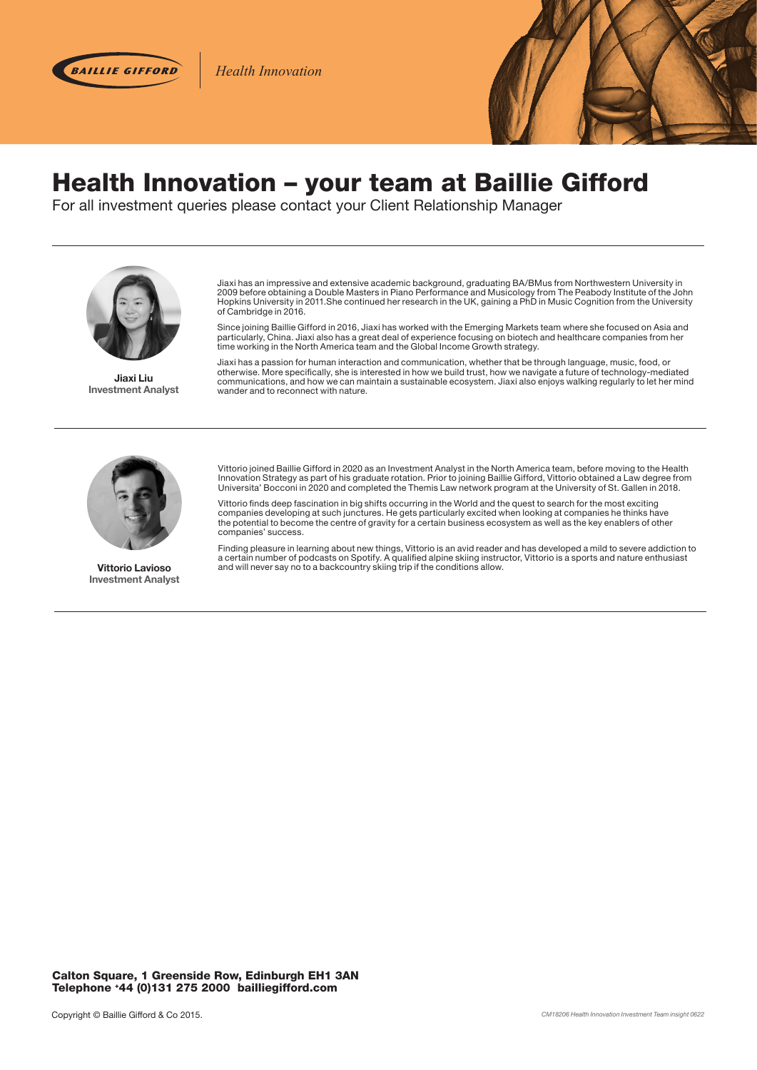Baillie Gifford | *Health Innovation*

# Health Innovation – your team at Baillie Gifford

For all investment queries please contact your Client Relationship Manager

---

**Jiaxi Liu**
**Investment Analyst**

Jiaxi has an impressive and extensive academic background, graduating BA/BMus from Northwestern University in 2009 before obtaining a Double Masters in Piano Performance and Musicology from The Peabody Institute of the John Hopkins University in 2011.She continued her research in the UK, gaining a PhD in Music Cognition from the University of Cambridge in 2016.

Since joining Baillie Gifford in 2016, Jiaxi has worked with the Emerging Markets team where she focused on Asia and particularly, China. Jiaxi also has a great deal of experience focusing on biotech and healthcare companies from her time working in the North America team and the Global Income Growth strategy.

Jiaxi has a passion for human interaction and communication, whether that be through language, music, food, or otherwise. More specifically, she is interested in how we build trust, how we navigate a future of technology-mediated communications, and how we can maintain a sustainable ecosystem. Jiaxi also enjoys walking regularly to let her mind wander and to reconnect with nature.

---

**Vittorio Lavioso**
**Investment Analyst**

Vittorio joined Baillie Gifford in 2020 as an Investment Analyst in the North America team, before moving to the Health Innovation Strategy as part of his graduate rotation. Prior to joining Baillie Gifford, Vittorio obtained a Law degree from Universita' Bocconi in 2020 and completed the Themis Law network program at the University of St. Gallen in 2018.

Vittorio finds deep fascination in big shifts occurring in the World and the quest to search for the most exciting companies developing at such junctures. He gets particularly excited when looking at companies he thinks have the potential to become the centre of gravity for a certain business ecosystem as well as the key enablers of other companies' success.

Finding pleasure in learning about new things, Vittorio is an avid reader and has developed a mild to severe addiction to a certain number of podcasts on Spotify. A qualified alpine skiing instructor, Vittorio is a sports and nature enthusiast and will never say no to a backcountry skiing trip if the conditions allow.

---

**Calton Square, 1 Greenside Row, Edinburgh EH1 3AN**
**Telephone +44 (0)131 275 2000 bailliegifford.com**

Copyright © Baillie Gifford & Co 2015.

*CM18206 Health Innovation Investment Team insight 0622*